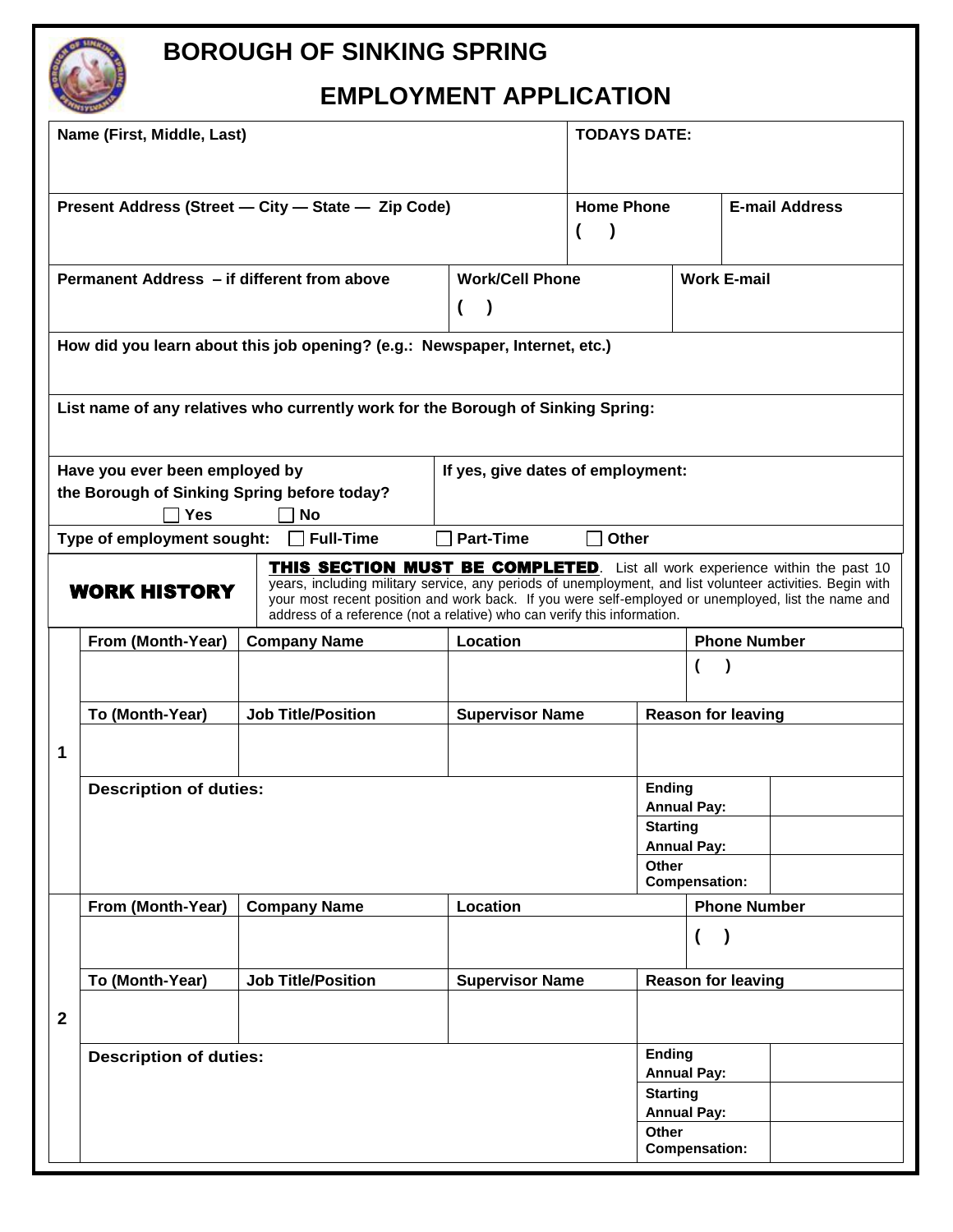# BOROUGH OF SINKING SPRING

## EMPLOYMENT APPLICATION

| Name (First, Middle, Last) | TODAYS DATE: |
|---|---|
| | |

| Present Address (Street — City — State — Zip Code) | Home Phone | E-mail Address |
|---|---|---|
| | ( ) | |

| Permanent Address – if different from above | Work/Cell Phone | Work E-mail |
|---|---|---|
| | ( ) | |

**How did you learn about this job opening? (e.g.: Newspaper, Internet, etc.)**

**List name of any relatives who currently work for the Borough of Sinking Spring:**

| Have you ever been employed by the Borough of Sinking Spring before today? ☐ Yes ☐ No | If yes, give dates of employment: |
|---|---|
| | |

**Type of employment sought:** ☐ Full-Time ☐ Part-Time ☐ Other

## WORK HISTORY

**THIS SECTION MUST BE COMPLETED**. List all work experience within the past 10 years, including military service, any periods of unemployment, and list volunteer activities. Begin with your most recent position and work back. If you were self-employed or unemployed, list the name and address of a reference (not a relative) who can verify this information.

| | From (Month-Year) | Company Name | Location | Phone Number | |
|---|---|---|---|---|---|
| 1 | | | | ( ) | |
| | **To (Month-Year)** | **Job Title/Position** | **Supervisor Name** | **Reason for leaving** | |
| | | | | | |
| | **Description of duties:** | | | **Ending Annual Pay:** | |
| | | | | **Starting Annual Pay:** | |
| | | | | **Other Compensation:** | |

| | From (Month-Year) | Company Name | Location | Phone Number | |
|---|---|---|---|---|---|
| 2 | | | | ( ) | |
| | **To (Month-Year)** | **Job Title/Position** | **Supervisor Name** | **Reason for leaving** | |
| | | | | | |
| | **Description of duties:** | | | **Ending Annual Pay:** | |
| | | | | **Starting Annual Pay:** | |
| | | | | **Other Compensation:** | |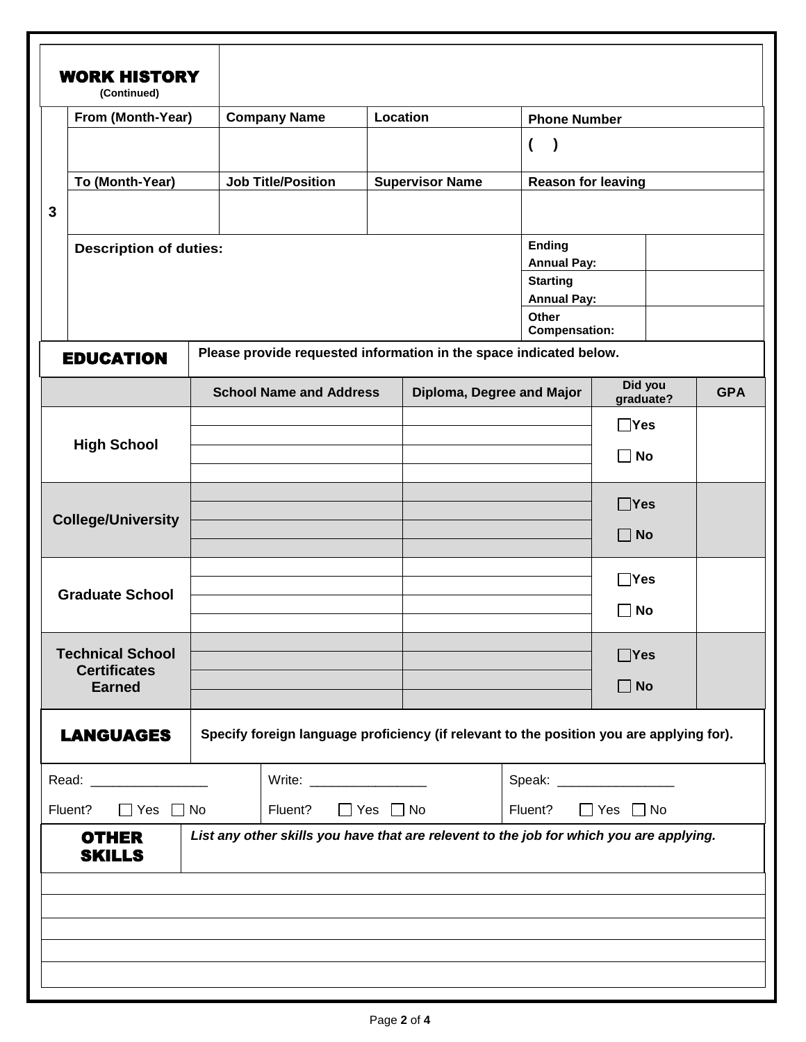## WORK HISTORY
**(Continued)**

| 3 | | | | |
|---|---|---|---|---|
| | **From (Month-Year)** | **Company Name** | **Location** | **Phone Number** |
| | | | | ( ) |
| | **To (Month-Year)** | **Job Title/Position** | **Supervisor Name** | **Reason for leaving** |
| | | | | |

**Description of duties:**

| | |
|---|---|
| **Ending Annual Pay:** | |
| **Starting Annual Pay:** | |
| **Other Compensation:** | |

## EDUCATION

**Please provide requested information in the space indicated below.**

| | School Name and Address | Diploma, Degree and Major | Did you graduate? | GPA |
|---|---|---|---|---|
| **High School** | | | ☐ Yes ☐ No | |
| **College/University** | | | ☐ Yes ☐ No | |
| **Graduate School** | | | ☐ Yes ☐ No | |
| **Technical School Certificates Earned** | | | ☐ Yes ☐ No | |

## LANGUAGES

**Specify foreign language proficiency (if relevant to the position you are applying for).**

| Read: ________________ | Write: ________________ | Speak: ________________ |
|---|---|---|
| Fluent? ☐ Yes ☐ No | Fluent? ☐ Yes ☐ No | Fluent? ☐ Yes ☐ No |

## OTHER SKILLS

***List any other skills you have that are relevent to the job for which you are applying.***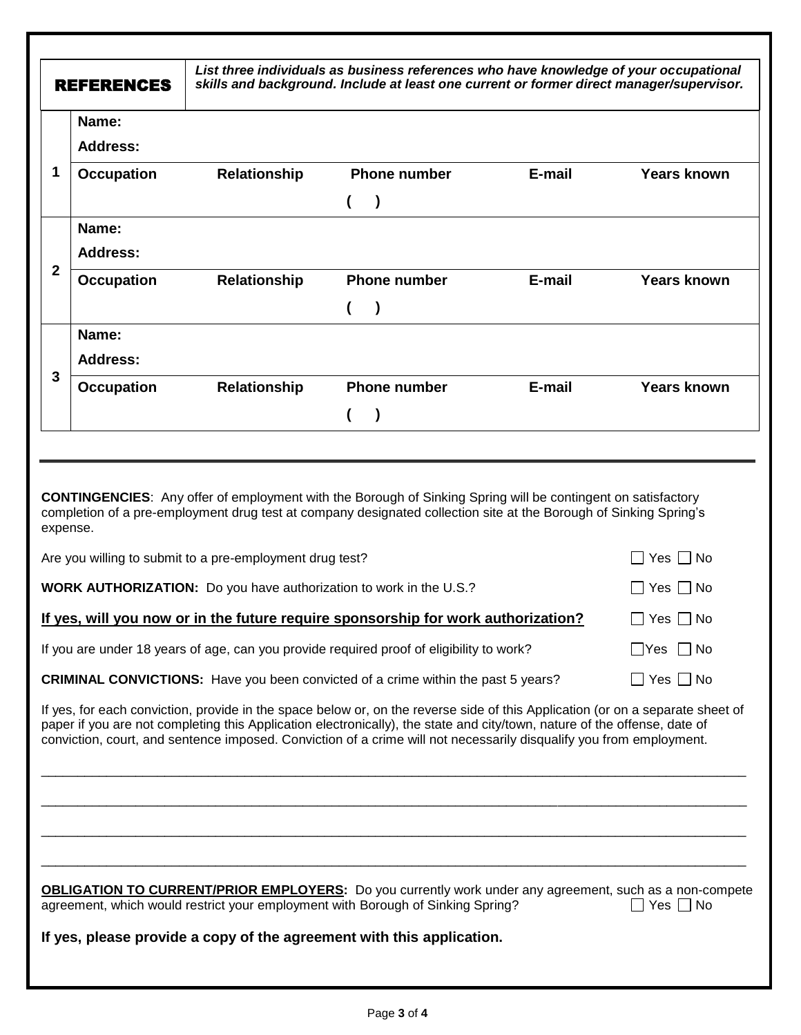## REFERENCES

***List three individuals as business references who have knowledge of your occupational skills and background. Include at least one current or former direct manager/supervisor.***

| | | | | | |
|---|---|---|---|---|---|
| **1** | **Name:** | | | | |
| | **Address:** | | | | |
| | **Occupation** | **Relationship** | **Phone number** | **E-mail** | **Years known** |
| | | | ( ) | | |
| **2** | **Name:** | | | | |
| | **Address:** | | | | |
| | **Occupation** | **Relationship** | **Phone number** | **E-mail** | **Years known** |
| | | | ( ) | | |
| **3** | **Name:** | | | | |
| | **Address:** | | | | |
| | **Occupation** | **Relationship** | **Phone number** | **E-mail** | **Years known** |
| | | | ( ) | | |

---

**CONTINGENCIES**: Any offer of employment with the Borough of Sinking Spring will be contingent on satisfactory completion of a pre-employment drug test at company designated collection site at the Borough of Sinking Spring's expense.

Are you willing to submit to a pre-employment drug test? ☐ Yes ☐ No

**WORK AUTHORIZATION:** Do you have authorization to work in the U.S.? ☐ Yes ☐ No

**<u>If yes, will you now or in the future require sponsorship for work authorization?</u>** ☐ Yes ☐ No

If you are under 18 years of age, can you provide required proof of eligibility to work? ☐ Yes ☐ No

**CRIMINAL CONVICTIONS:** Have you been convicted of a crime within the past 5 years? ☐ Yes ☐ No

If yes, for each conviction, provide in the space below or, on the reverse side of this Application (or on a separate sheet of paper if you are not completing this Application electronically), the state and city/town, nature of the offense, date of conviction, court, and sentence imposed. Conviction of a crime will not necessarily disqualify you from employment.

\_\_\_\_\_\_\_\_\_\_\_\_\_\_\_\_\_\_\_\_\_\_\_\_\_\_\_\_\_\_\_\_\_\_\_\_\_\_\_\_\_\_\_\_\_\_\_\_\_\_\_\_\_\_\_\_\_\_\_\_\_\_\_\_\_\_\_\_\_\_\_\_\_\_\_\_\_\_

\_\_\_\_\_\_\_\_\_\_\_\_\_\_\_\_\_\_\_\_\_\_\_\_\_\_\_\_\_\_\_\_\_\_\_\_\_\_\_\_\_\_\_\_\_\_\_\_\_\_\_\_\_\_\_\_\_\_\_\_\_\_\_\_\_\_\_\_\_\_\_\_\_\_\_\_\_\_

\_\_\_\_\_\_\_\_\_\_\_\_\_\_\_\_\_\_\_\_\_\_\_\_\_\_\_\_\_\_\_\_\_\_\_\_\_\_\_\_\_\_\_\_\_\_\_\_\_\_\_\_\_\_\_\_\_\_\_\_\_\_\_\_\_\_\_\_\_\_\_\_\_\_\_\_\_\_

\_\_\_\_\_\_\_\_\_\_\_\_\_\_\_\_\_\_\_\_\_\_\_\_\_\_\_\_\_\_\_\_\_\_\_\_\_\_\_\_\_\_\_\_\_\_\_\_\_\_\_\_\_\_\_\_\_\_\_\_\_\_\_\_\_\_\_\_\_\_\_\_\_\_\_\_\_\_

**<u>OBLIGATION TO CURRENT/PRIOR EMPLOYERS</u>:** Do you currently work under any agreement, such as a non-compete agreement, which would restrict your employment with Borough of Sinking Spring? ☐ Yes ☐ No

**If yes, please provide a copy of the agreement with this application.**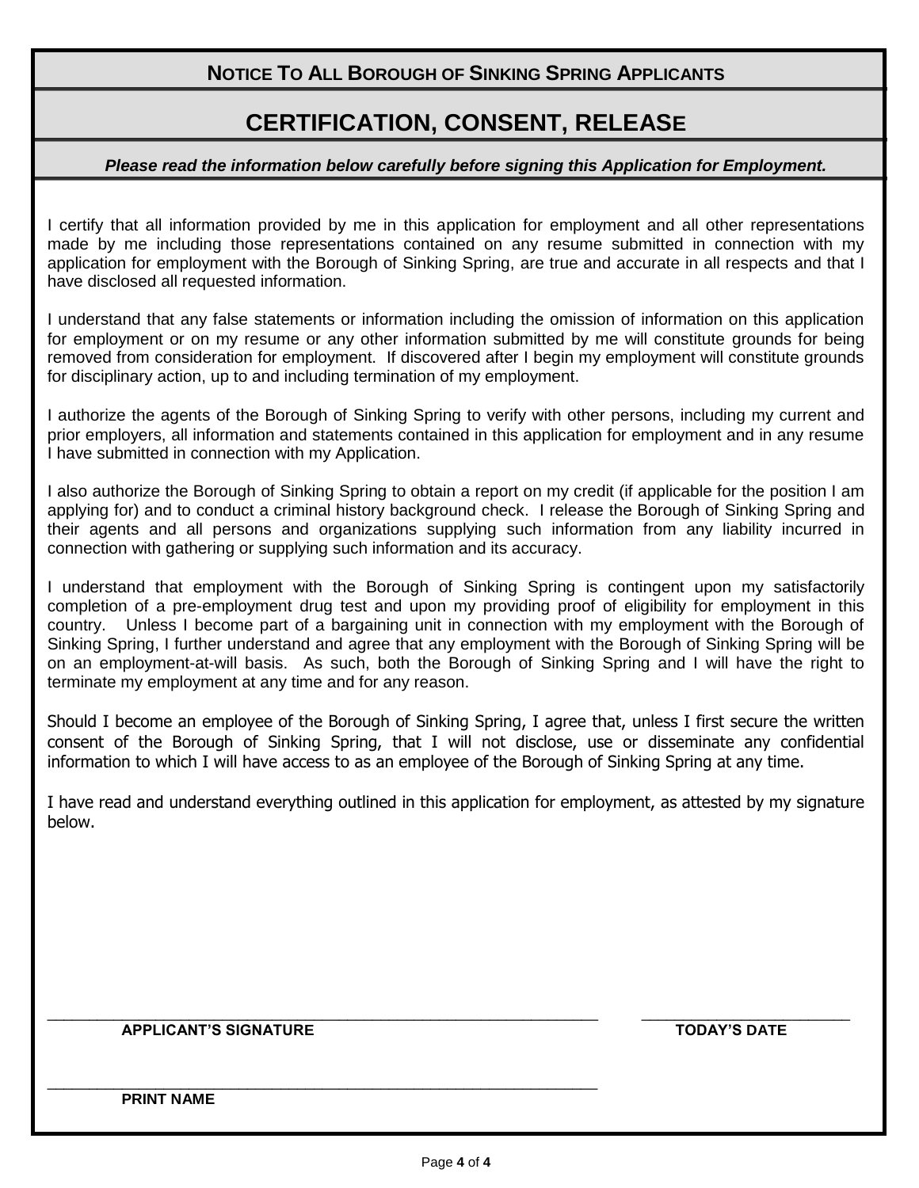## NOTICE TO ALL BOROUGH OF SINKING SPRING APPLICANTS

# CERTIFICATION, CONSENT, RELEASE

***Please read the information below carefully before signing this Application for Employment.***

I certify that all information provided by me in this application for employment and all other representations made by me including those representations contained on any resume submitted in connection with my application for employment with the Borough of Sinking Spring, are true and accurate in all respects and that I have disclosed all requested information.

I understand that any false statements or information including the omission of information on this application for employment or on my resume or any other information submitted by me will constitute grounds for being removed from consideration for employment. If discovered after I begin my employment will constitute grounds for disciplinary action, up to and including termination of my employment.

I authorize the agents of the Borough of Sinking Spring to verify with other persons, including my current and prior employers, all information and statements contained in this application for employment and in any resume I have submitted in connection with my Application.

I also authorize the Borough of Sinking Spring to obtain a report on my credit (if applicable for the position I am applying for) and to conduct a criminal history background check. I release the Borough of Sinking Spring and their agents and all persons and organizations supplying such information from any liability incurred in connection with gathering or supplying such information and its accuracy.

I understand that employment with the Borough of Sinking Spring is contingent upon my satisfactorily completion of a pre-employment drug test and upon my providing proof of eligibility for employment in this country. Unless I become part of a bargaining unit in connection with my employment with the Borough of Sinking Spring, I further understand and agree that any employment with the Borough of Sinking Spring will be on an employment-at-will basis. As such, both the Borough of Sinking Spring and I will have the right to terminate my employment at any time and for any reason.

Should I become an employee of the Borough of Sinking Spring, I agree that, unless I first secure the written consent of the Borough of Sinking Spring, that I will not disclose, use or disseminate any confidential information to which I will have access to as an employee of the Borough of Sinking Spring at any time.

I have read and understand everything outlined in this application for employment, as attested by my signature below.

\_\_\_\_\_\_\_\_\_\_\_\_\_\_\_\_\_\_\_\_\_\_\_\_\_\_\_\_\_\_\_\_\_\_\_\_\_\_\_\_\_\_\_\_ \_\_\_\_\_\_\_\_\_\_\_\_\_\_\_\_\_\_\_\_\_\_\_\_

**APPLICANT'S SIGNATURE** **TODAY'S DATE**

\_\_\_\_\_\_\_\_\_\_\_\_\_\_\_\_\_\_\_\_\_\_\_\_\_\_\_\_\_\_\_\_\_\_\_\_\_\_\_\_\_\_\_\_

**PRINT NAME**